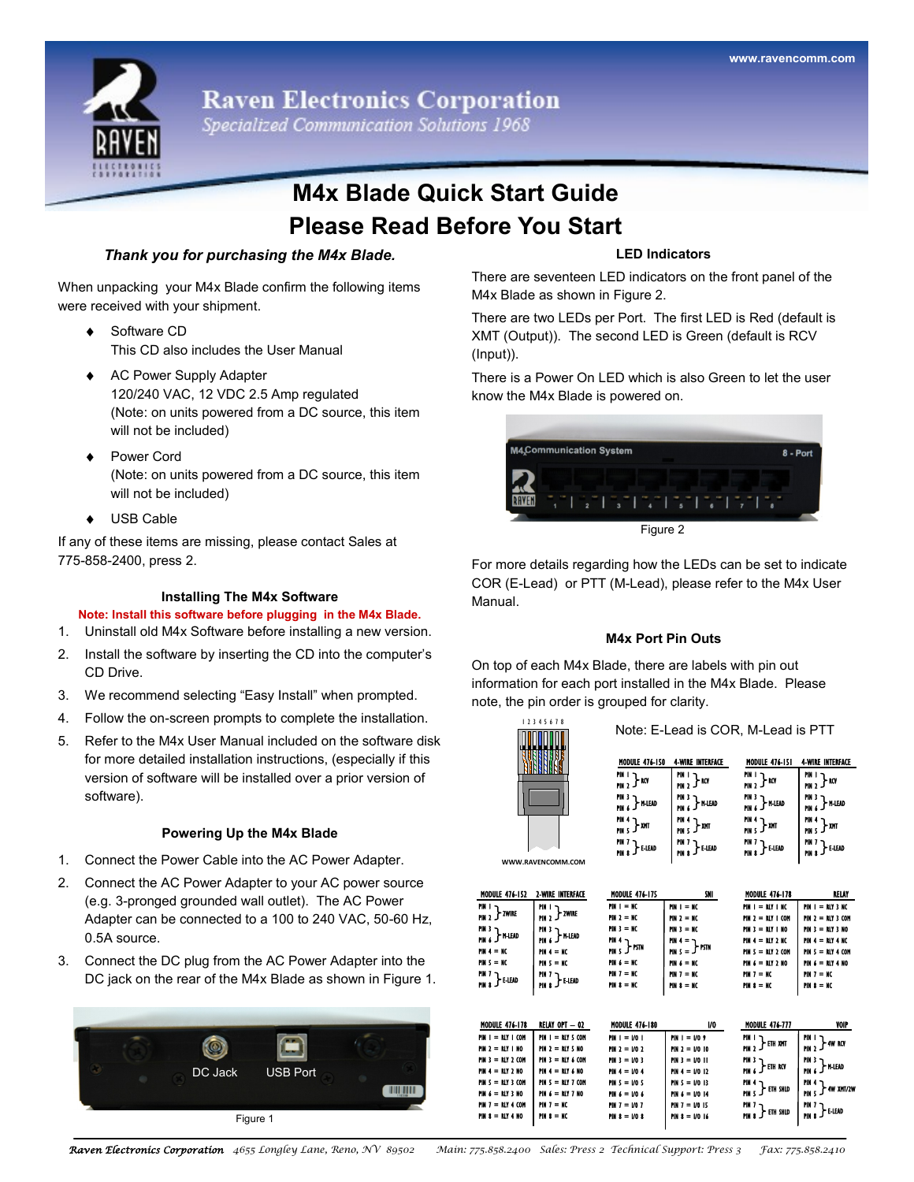# Raven Electronics Corporation

*Specialized Communication Solutions 1968*

www.ravencomm.com

# M4x Blade Quick Start Guide
# Please Read Before You Start

***Thank you for purchasing the M4x Blade.***

When unpacking your M4x Blade confirm the following items were received with your shipment.

- Software CD
  This CD also includes the User Manual
- AC Power Supply Adapter
  120/240 VAC, 12 VDC 2.5 Amp regulated
  (Note: on units powered from a DC source, this item will not be included)
- Power Cord
  (Note: on units powered from a DC source, this item will not be included)
- USB Cable

If any of these items are missing, please contact Sales at 775-858-2400, press 2.

### Installing The M4x Software

**Note: Install this software before plugging in the M4x Blade.**

1. Uninstall old M4x Software before installing a new version.
2. Install the software by inserting the CD into the computer's CD Drive.
3. We recommend selecting "Easy Install" when prompted.
4. Follow the on-screen prompts to complete the installation.
5. Refer to the M4x User Manual included on the software disk for more detailed installation instructions, (especially if this version of software will be installed over a prior version of software).

### Powering Up the M4x Blade

1. Connect the Power Cable into the AC Power Adapter.
2. Connect the AC Power Adapter to your AC power source (e.g. 3-pronged grounded wall outlet). The AC Power Adapter can be connected to a 100 to 240 VAC, 50-60 Hz, 0.5A source.
3. Connect the DC plug from the AC Power Adapter into the DC jack on the rear of the M4x Blade as shown in Figure 1.

DC Jack USB Port

Figure 1

### LED Indicators

There are seventeen LED indicators on the front panel of the M4x Blade as shown in Figure 2.

There are two LEDs per Port. The first LED is Red (default is XMT (Output)). The second LED is Green (default is RCV (Input)).

There is a Power On LED which is also Green to let the user know the M4x Blade is powered on.

M4 Communication System 8 - Port

Figure 2

For more details regarding how the LEDs can be set to indicate COR (E-Lead) or PTT (M-Lead), please refer to the M4x User Manual.

### M4x Port Pin Outs

On top of each M4x Blade, there are labels with pin out information for each port installed in the M4x Blade. Please note, the pin order is grouped for clarity.

Note: E-Lead is COR, M-Lead is PTT

1 2 3 4 5 6 7 8

WWW.RAVENCOMM.COM

| MODULE 476-150 | 4-WIRE INTERFACE |
|---|---|
| PIN 1, PIN 2 } RCV | PIN 1, PIN 2 } RCV |
| PIN 3, PIN 6 } M-LEAD | PIN 3, PIN 6 } M-LEAD |
| PIN 4, PIN 5 } XMT | PIN 4, PIN 5 } XMT |
| PIN 7, PIN 8 } E-LEAD | PIN 7, PIN 8 } E-LEAD |

| MODULE 476-151 | 4-WIRE INTERFACE |
|---|---|
| PIN 1, PIN 2 } RCV | PIN 1, PIN 2 } RCV |
| PIN 3, PIN 6 } M-LEAD | PIN 3, PIN 6 } M-LEAD |
| PIN 4, PIN 5 } XMT | PIN 4, PIN 5 } XMT |
| PIN 7, PIN 8 } E-LEAD | PIN 7, PIN 8 } E-LEAD |

| MODULE 476-152 | 2-WIRE INTERFACE |
|---|---|
| PIN 1, PIN 2 } 2WIRE | PIN 1, PIN 2 } 2WIRE |
| PIN 3, PIN 6 } M-LEAD | PIN 3, PIN 6 } M-LEAD |
| PIN 4 = NC | PIN 4 = NC |
| PIN 5 = NC | PIN 5 = NC |
| PIN 7, PIN 8 } E-LEAD | PIN 7, PIN 8 } E-LEAD |

| MODULE 476-175 | SNI |
|---|---|
| PIN 1 = NC | PIN 1 = NC |
| PIN 2 = NC | PIN 2 = NC |
| PIN 3 = NC | PIN 3 = NC |
| PIN 4, PIN 5 } PSTN | PIN 4, PIN 5 } PSTN |
| PIN 6 = NC | PIN 6 = NC |
| PIN 7 = NC | PIN 7 = NC |
| PIN 8 = NC | PIN 8 = NC |

| MODULE 476-178 | RELAY |
|---|---|
| PIN 1 = RLY 1 NC | PIN 1 = RLY 3 NC |
| PIN 2 = RLY 1 COM | PIN 2 = RLY 3 COM |
| PIN 3 = RLY 1 NO | PIN 3 = RLY 3 NO |
| PIN 4 = RLY 2 NC | PIN 4 = RLY 4 NC |
| PIN 5 = RLY 2 COM | PIN 5 = RLY 4 COM |
| PIN 6 = RLY 2 NO | PIN 6 = RLY 4 NO |
| PIN 7 = NC | PIN 7 = NC |
| PIN 8 = NC | PIN 8 = NC |

| MODULE 476-178 | RELAY OPT – 02 |
|---|---|
| PIN 1 = RLY 1 COM | PIN 1 = RLY 5 COM |
| PIN 2 = RLY 1 NO | PIN 2 = RLY 5 NO |
| PIN 3 = RLY 2 COM | PIN 3 = RLY 6 COM |
| PIN 4 = RLY 2 NO | PIN 4 = RLY 6 NO |
| PIN 5 = RLY 3 COM | PIN 5 = RLY 7 COM |
| PIN 6 = RLY 3 NO | PIN 6 = RLY 7 NO |
| PIN 7 = RLY 4 COM | PIN 7 = NC |
| PIN 8 = RLY 4 NO | PIN 8 = NC |

| MODULE 476-180 | I/O |
|---|---|
| PIN 1 = I/O 1 | PIN 1 = I/O 9 |
| PIN 2 = I/O 2 | PIN 2 = I/O 10 |
| PIN 3 = I/O 3 | PIN 3 = I/O 11 |
| PIN 4 = I/O 4 | PIN 4 = I/O 12 |
| PIN 5 = I/O 5 | PIN 5 = I/O 13 |
| PIN 6 = I/O 6 | PIN 6 = I/O 14 |
| PIN 7 = I/O 7 | PIN 7 = I/O 15 |
| PIN 8 = I/O 8 | PIN 8 = I/O 16 |

| MODULE 476-777 | VOIP |
|---|---|
| PIN 1, PIN 2 } ETH XMT | PIN 1, PIN 2 } 4W RCV |
| PIN 3, PIN 6 } ETH RCV | PIN 3, PIN 6 } M-LEAD |
| PIN 4, PIN 5 } ETH SHLD | PIN 4, PIN 5 } 4W XMT/2W |
| PIN 7, PIN 8 } ETH SHLD | PIN 7, PIN 8 } E-LEAD |

*Raven Electronics Corporation* 4655 Longley Lane, Reno, NV 89502 Main: 775.858.2400 Sales: Press 2 Technical Support: Press 3 Fax: 775.858.2410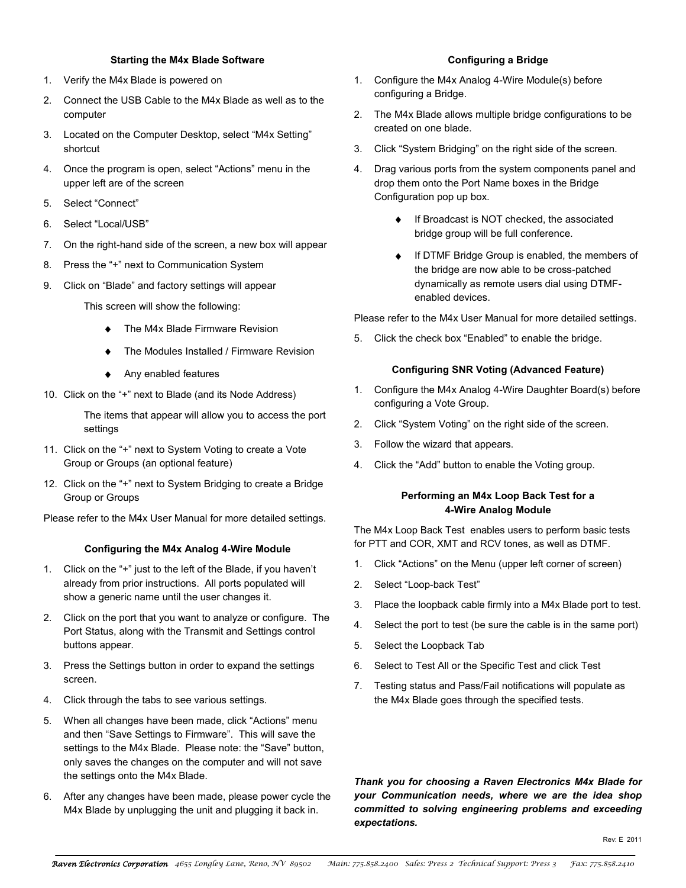### Starting the M4x Blade Software

1. Verify the M4x Blade is powered on
2. Connect the USB Cable to the M4x Blade as well as to the computer
3. Located on the Computer Desktop, select "M4x Setting" shortcut
4. Once the program is open, select "Actions" menu in the upper left are of the screen
5. Select "Connect"
6. Select "Local/USB"
7. On the right-hand side of the screen, a new box will appear
8. Press the "+" next to Communication System
9. Click on "Blade" and factory settings will appear

   This screen will show the following:

   - The M4x Blade Firmware Revision
   - The Modules Installed / Firmware Revision
   - Any enabled features

10. Click on the "+" next to Blade (and its Node Address)

    The items that appear will allow you to access the port settings

11. Click on the "+" next to System Voting to create a Vote Group or Groups (an optional feature)
12. Click on the "+" next to System Bridging to create a Bridge Group or Groups

Please refer to the M4x User Manual for more detailed settings.

### Configuring the M4x Analog 4-Wire Module

1. Click on the "+" just to the left of the Blade, if you haven't already from prior instructions. All ports populated will show a generic name until the user changes it.
2. Click on the port that you want to analyze or configure. The Port Status, along with the Transmit and Settings control buttons appear.
3. Press the Settings button in order to expand the settings screen.
4. Click through the tabs to see various settings.
5. When all changes have been made, click "Actions" menu and then "Save Settings to Firmware". This will save the settings to the M4x Blade. Please note: the "Save" button, only saves the changes on the computer and will not save the settings onto the M4x Blade.
6. After any changes have been made, please power cycle the M4x Blade by unplugging the unit and plugging it back in.

### Configuring a Bridge

1. Configure the M4x Analog 4-Wire Module(s) before configuring a Bridge.
2. The M4x Blade allows multiple bridge configurations to be created on one blade.
3. Click "System Bridging" on the right side of the screen.
4. Drag various ports from the system components panel and drop them onto the Port Name boxes in the Bridge Configuration pop up box.
   - If Broadcast is NOT checked, the associated bridge group will be full conference.
   - If DTMF Bridge Group is enabled, the members of the bridge are now able to be cross-patched dynamically as remote users dial using DTMF-enabled devices.

Please refer to the M4x User Manual for more detailed settings.

5. Click the check box "Enabled" to enable the bridge.

### Configuring SNR Voting (Advanced Feature)

1. Configure the M4x Analog 4-Wire Daughter Board(s) before configuring a Vote Group.
2. Click "System Voting" on the right side of the screen.
3. Follow the wizard that appears.
4. Click the "Add" button to enable the Voting group.

### Performing an M4x Loop Back Test for a 4-Wire Analog Module

The M4x Loop Back Test enables users to perform basic tests for PTT and COR, XMT and RCV tones, as well as DTMF.

1. Click "Actions" on the Menu (upper left corner of screen)
2. Select "Loop-back Test"
3. Place the loopback cable firmly into a M4x Blade port to test.
4. Select the port to test (be sure the cable is in the same port)
5. Select the Loopback Tab
6. Select to Test All or the Specific Test and click Test
7. Testing status and Pass/Fail notifications will populate as the M4x Blade goes through the specified tests.

***Thank you for choosing a Raven Electronics M4x Blade for your Communication needs, where we are the idea shop committed to solving engineering problems and exceeding expectations.***

Rev: E 2011

*Raven Electronics Corporation* 4655 Longley Lane, Reno, NV 89502 Main: 775.858.2400 Sales: Press 2 Technical Support: Press 3 Fax: 775.858.2410